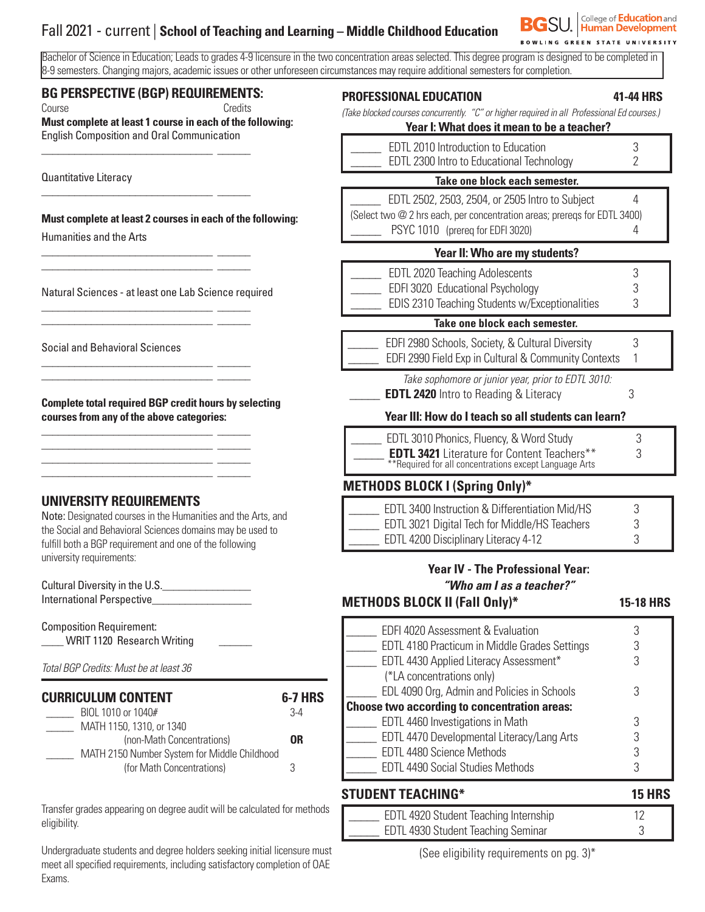# Fall 2021 - current | School of Teaching and Learning – Middle Childhood Education

BGSU. College of Education and Human Development — BOWLING GREEN STATE UNIVERSITY

Bachelor of Science in Education; Leads to grades 4-9 licensure in the two concentration areas selected. This degree program is designed to be completed in 8-9 semesters. Changing majors, academic issues or other unforeseen circumstances may require additional semesters for completion.

## BG PERSPECTIVE (BGP) REQUIREMENTS:

Course — Credits

**Must complete at least 1 course in each of the following:**

English Composition and Oral Communication

________________________________ ______

Quantitative Literacy

________________________________ ______

**Must complete at least 2 courses in each of the following:**

Humanities and the Arts

________________________________ ______
________________________________ ______

Natural Sciences - at least one Lab Science required

________________________________ ______
________________________________ ______

Social and Behavioral Sciences

________________________________ ______
________________________________ ______

**Complete total required BGP credit hours by selecting courses from any of the above categories:**

________________________________ ______
________________________________ ______
________________________________ ______
________________________________ ______

## UNIVERSITY REQUIREMENTS

Note: Designated courses in the Humanities and the Arts, and the Social and Behavioral Sciences domains may be used to fulfill both a BGP requirement and one of the following university requirements:

Cultural Diversity in the U.S.________________
International Perspective_________________

Composition Requirement:
____ WRIT 1120 Research Writing ______

*Total BGP Credits: Must be at least 36*

## CURRICULUM CONTENT — 6-7 HRS

| | Course | Credits |
|---|---|---|
| _____ | BIOL 1010 or 1040# | 3-4 |
| _____ | MATH 1150, 1310, or 1340 (non-Math Concentrations) | **OR** |
| _____ | MATH 2150 Number System for Middle Childhood (for Math Concentrations) | 3 |

Transfer grades appearing on degree audit will be calculated for methods eligibility.

Undergraduate students and degree holders seeking initial licensure must meet all specified requirements, including satisfactory completion of OAE Exams.

## PROFESSIONAL EDUCATION — 41-44 HRS

*(Take blocked courses concurrently. "C" or higher required in all Professional Ed courses.)*

### Year I: What does it mean to be a teacher?

| | Course | Credits |
|---|---|---|
| _____ | EDTL 2010 Introduction to Education | 3 |
| _____ | EDTL 2300 Intro to Educational Technology | 2 |

**Take one block each semester.**

| | Course | Credits |
|---|---|---|
| _____ | EDTL 2502, 2503, 2504, or 2505 Intro to Subject (Select two @ 2 hrs each, per concentration areas; prereqs for EDTL 3400) | 4 |
| _____ | PSYC 1010 (prereq for EDFI 3020) | 4 |

### Year II: Who are my students?

| | Course | Credits |
|---|---|---|
| _____ | EDTL 2020 Teaching Adolescents | 3 |
| _____ | EDFI 3020 Educational Psychology | 3 |
| _____ | EDIS 2310 Teaching Students w/Exceptionalities | 3 |

**Take one block each semester.**

| | Course | Credits |
|---|---|---|
| _____ | EDFI 2980 Schools, Society, & Cultural Diversity | 3 |
| _____ | EDFI 2990 Field Exp in Cultural & Community Contexts | 1 |

*Take sophomore or junior year, prior to EDTL 3010:*

_____ **EDTL 2420** Intro to Reading & Literacy — 3

### Year III: How do I teach so all students can learn?

| | Course | Credits |
|---|---|---|
| _____ | EDTL 3010 Phonics, Fluency, & Word Study | 3 |
| _____ | **EDTL 3421** Literature for Content Teachers** | 3 |

**Required for all concentrations except Language Arts

### METHODS BLOCK I (Spring Only)*

| | Course | Credits |
|---|---|---|
| _____ | EDTL 3400 Instruction & Differentiation Mid/HS | 3 |
| _____ | EDTL 3021 Digital Tech for Middle/HS Teachers | 3 |
| _____ | EDTL 4200 Disciplinary Literacy 4-12 | 3 |

### Year IV - The Professional Year: *"Who am I as a teacher?"*

### METHODS BLOCK II (Fall Only)* — 15-18 HRS

| | Course | Credits |
|---|---|---|
| _____ | EDFI 4020 Assessment & Evaluation | 3 |
| _____ | EDTL 4180 Practicum in Middle Grades Settings | 3 |
| _____ | EDTL 4430 Applied Literacy Assessment* (*LA concentrations only) | 3 |
| _____ | EDL 4090 Org, Admin and Policies in Schools | 3 |
| | **Choose two according to concentration areas:** | |
| _____ | EDTL 4460 Investigations in Math | 3 |
| _____ | EDTL 4470 Developmental Literacy/Lang Arts | 3 |
| _____ | EDTL 4480 Science Methods | 3 |
| _____ | EDTL 4490 Social Studies Methods | 3 |

## STUDENT TEACHING* — 15 HRS

| | Course | Credits |
|---|---|---|
| _____ | EDTL 4920 Student Teaching Internship | 12 |
| _____ | EDTL 4930 Student Teaching Seminar | 3 |

(See eligibility requirements on pg. 3)*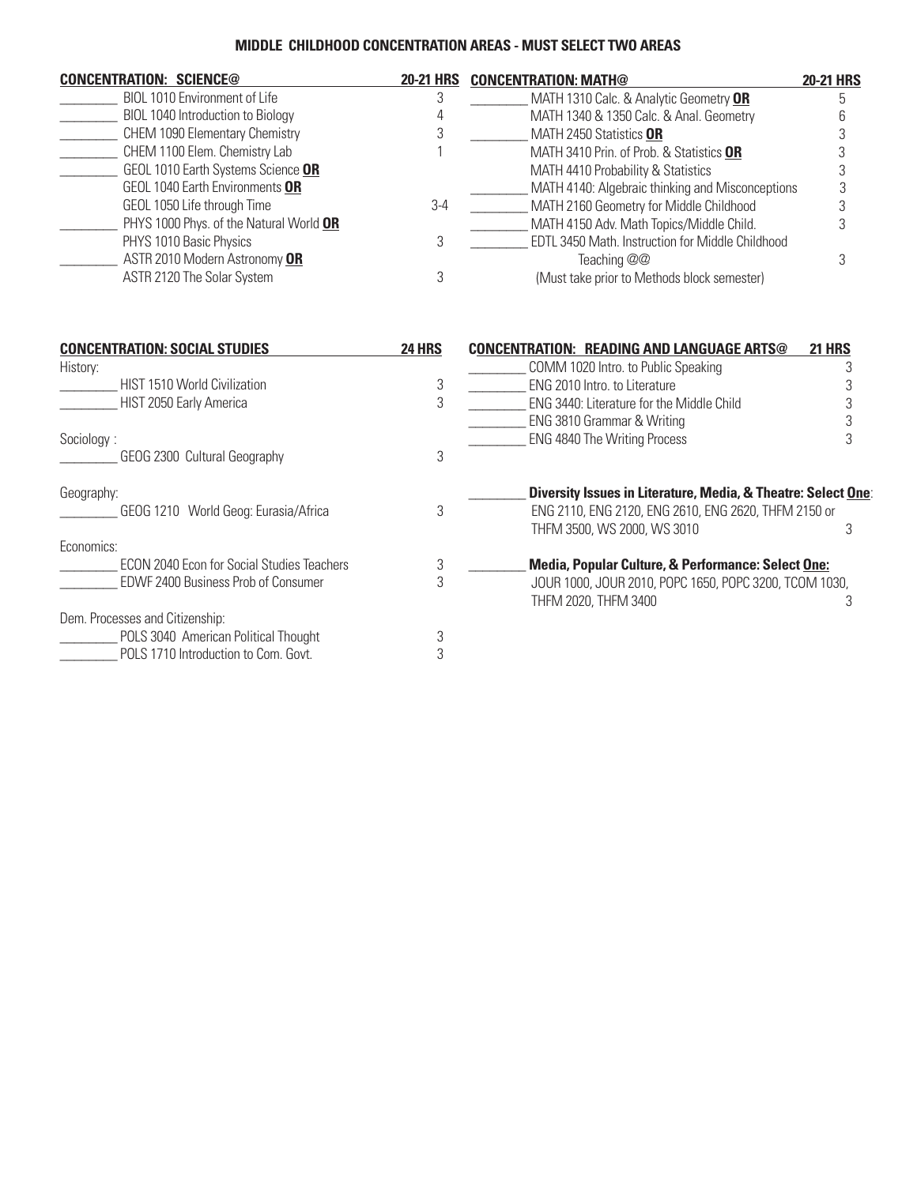## MIDDLE CHILDHOOD CONCENTRATION AREAS - MUST SELECT TWO AREAS

| CONCENTRATION: SCIENCE@ | 20-21 HRS |
| --- | --- |
| ________ BIOL 1010 Environment of Life | 3 |
| ________ BIOL 1040 Introduction to Biology | 4 |
| ________ CHEM 1090 Elementary Chemistry | 3 |
| ________ CHEM 1100 Elem. Chemistry Lab | 1 |
| ________ GEOL 1010 Earth Systems Science **OR** GEOL 1040 Earth Environments **OR** GEOL 1050 Life through Time | 3-4 |
| ________ PHYS 1000 Phys. of the Natural World **OR** PHYS 1010 Basic Physics | 3 |
| ________ ASTR 2010 Modern Astronomy **OR** ASTR 2120 The Solar System | 3 |

| CONCENTRATION: MATH@ | 20-21 HRS |
| --- | --- |
| ________ MATH 1310 Calc. & Analytic Geometry **OR** | 5 |
| MATH 1340 & 1350 Calc. & Anal. Geometry | 6 |
| ________ MATH 2450 Statistics **OR** | 3 |
| MATH 3410 Prin. of Prob. & Statistics **OR** | 3 |
| MATH 4410 Probability & Statistics | 3 |
| ________ MATH 4140: Algebraic thinking and Misconceptions | 3 |
| ________ MATH 2160 Geometry for Middle Childhood | 3 |
| ________ MATH 4150 Adv. Math Topics/Middle Child. | 3 |
| ________ EDTL 3450 Math. Instruction for Middle Childhood Teaching @@ (Must take prior to Methods block semester) | 3 |

| CONCENTRATION: SOCIAL STUDIES | 24 HRS |
| --- | --- |
| History: | |
| ________ HIST 1510 World Civilization | 3 |
| ________ HIST 2050 Early America | 3 |
| Sociology : | |
| ________ GEOG 2300 Cultural Geography | 3 |
| Geography: | |
| ________ GEOG 1210 World Geog: Eurasia/Africa | 3 |
| Economics: | |
| ________ ECON 2040 Econ for Social Studies Teachers | 3 |
| ________ EDWF 2400 Business Prob of Consumer | 3 |
| Dem. Processes and Citizenship: | |
| ________ POLS 3040 American Political Thought | 3 |
| ________ POLS 1710 Introduction to Com. Govt. | 3 |

| CONCENTRATION: READING AND LANGUAGE ARTS@ | 21 HRS |
| --- | --- |
| ________ COMM 1020 Intro. to Public Speaking | 3 |
| ________ ENG 2010 Intro. to Literature | 3 |
| ________ ENG 3440: Literature for the Middle Child | 3 |
| ________ ENG 3810 Grammar & Writing | 3 |
| ________ ENG 4840 The Writing Process | 3 |
| ________ **Diversity Issues in Literature, Media, & Theatre: Select One**: ENG 2110, ENG 2120, ENG 2610, ENG 2620, THFM 2150 or THFM 3500, WS 2000, WS 3010 | 3 |
| ________ **Media, Popular Culture, & Performance: Select One:** JOUR 1000, JOUR 2010, POPC 1650, POPC 3200, TCOM 1030, THFM 2020, THFM 3400 | 3 |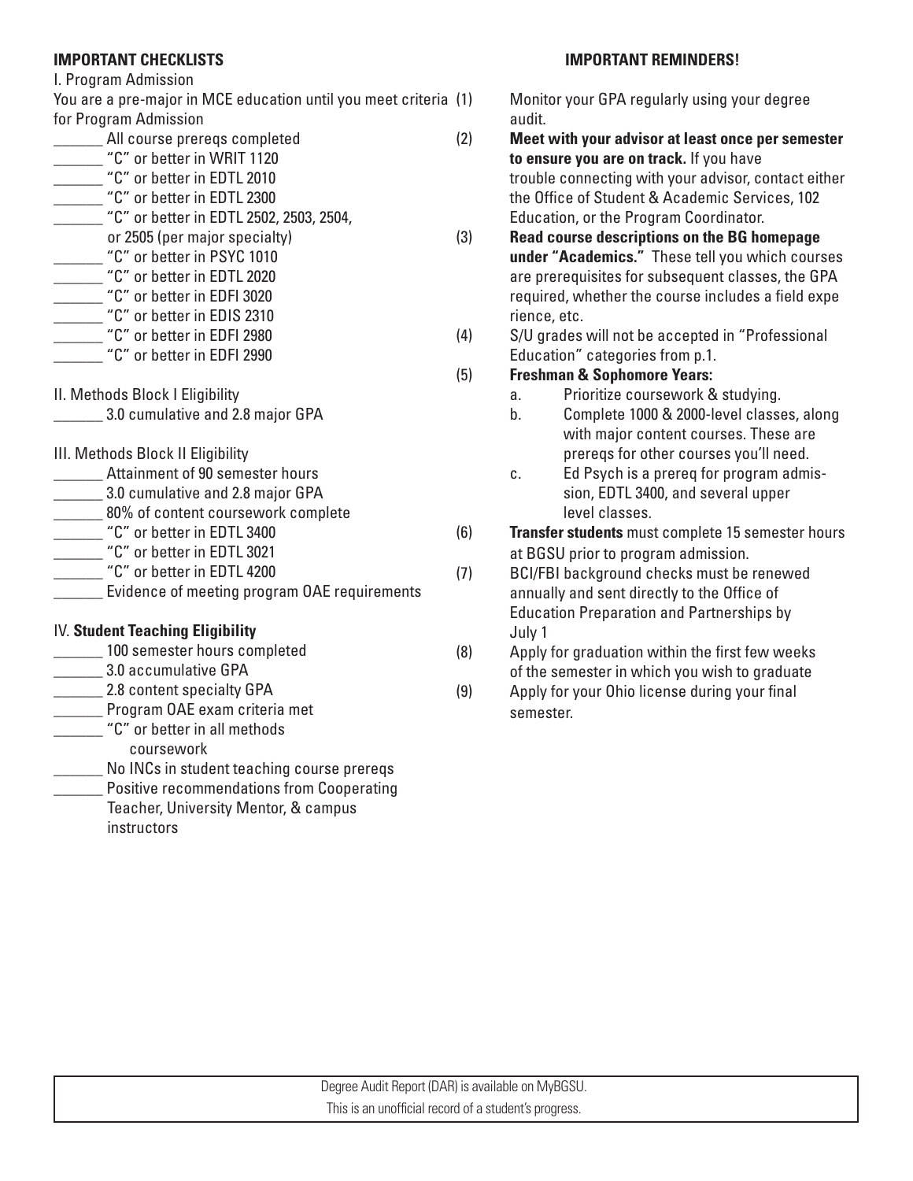## IMPORTANT CHECKLISTS

I. Program Admission

You are a pre-major in MCE education until you meet criteria for Program Admission

- ______ All course prereqs completed
- ______ "C" or better in WRIT 1120
- ______ "C" or better in EDTL 2010
- ______ "C" or better in EDTL 2300
- ______ "C" or better in EDTL 2502, 2503, 2504, or 2505 (per major specialty)
- ______ "C" or better in PSYC 1010
- ______ "C" or better in EDTL 2020
- ______ "C" or better in EDFI 3020
- ______ "C" or better in EDIS 2310
- ______ "C" or better in EDFI 2980
- ______ "C" or better in EDFI 2990

II. Methods Block I Eligibility

- ______ 3.0 cumulative and 2.8 major GPA

III. Methods Block II Eligibility

- ______ Attainment of 90 semester hours
- ______ 3.0 cumulative and 2.8 major GPA
- ______ 80% of content coursework complete
- ______ "C" or better in EDTL 3400
- ______ "C" or better in EDTL 3021
- ______ "C" or better in EDTL 4200
- ______ Evidence of meeting program OAE requirements

IV. **Student Teaching Eligibility**

- ______ 100 semester hours completed
- ______ 3.0 accumulative GPA
- ______ 2.8 content specialty GPA
- ______ Program OAE exam criteria met
- ______ "C" or better in all methods coursework
- ______ No INCs in student teaching course prereqs
- ______ Positive recommendations from Cooperating Teacher, University Mentor, & campus instructors

## IMPORTANT REMINDERS!

(1) Monitor your GPA regularly using your degree audit.

(2) **Meet with your advisor at least once per semester to ensure you are on track.** If you have trouble connecting with your advisor, contact either the Office of Student & Academic Services, 102 Education, or the Program Coordinator.

(3) **Read course descriptions on the BG homepage under "Academics."** These tell you which courses are prerequisites for subsequent classes, the GPA required, whether the course includes a field experience, etc.

(4) S/U grades will not be accepted in "Professional Education" categories from p.1.

(5) **Freshman & Sophomore Years:**
  - a. Prioritize coursework & studying.
  - b. Complete 1000 & 2000-level classes, along with major content courses. These are prereqs for other courses you'll need.
  - c. Ed Psych is a prereq for program admission, EDTL 3400, and several upper level classes.

(6) **Transfer students** must complete 15 semester hours at BGSU prior to program admission.

(7) BCI/FBI background checks must be renewed annually and sent directly to the Office of Education Preparation and Partnerships by July 1

(8) Apply for graduation within the first few weeks of the semester in which you wish to graduate

(9) Apply for your Ohio license during your final semester.

Degree Audit Report (DAR) is available on MyBGSU.
This is an unofficial record of a student's progress.